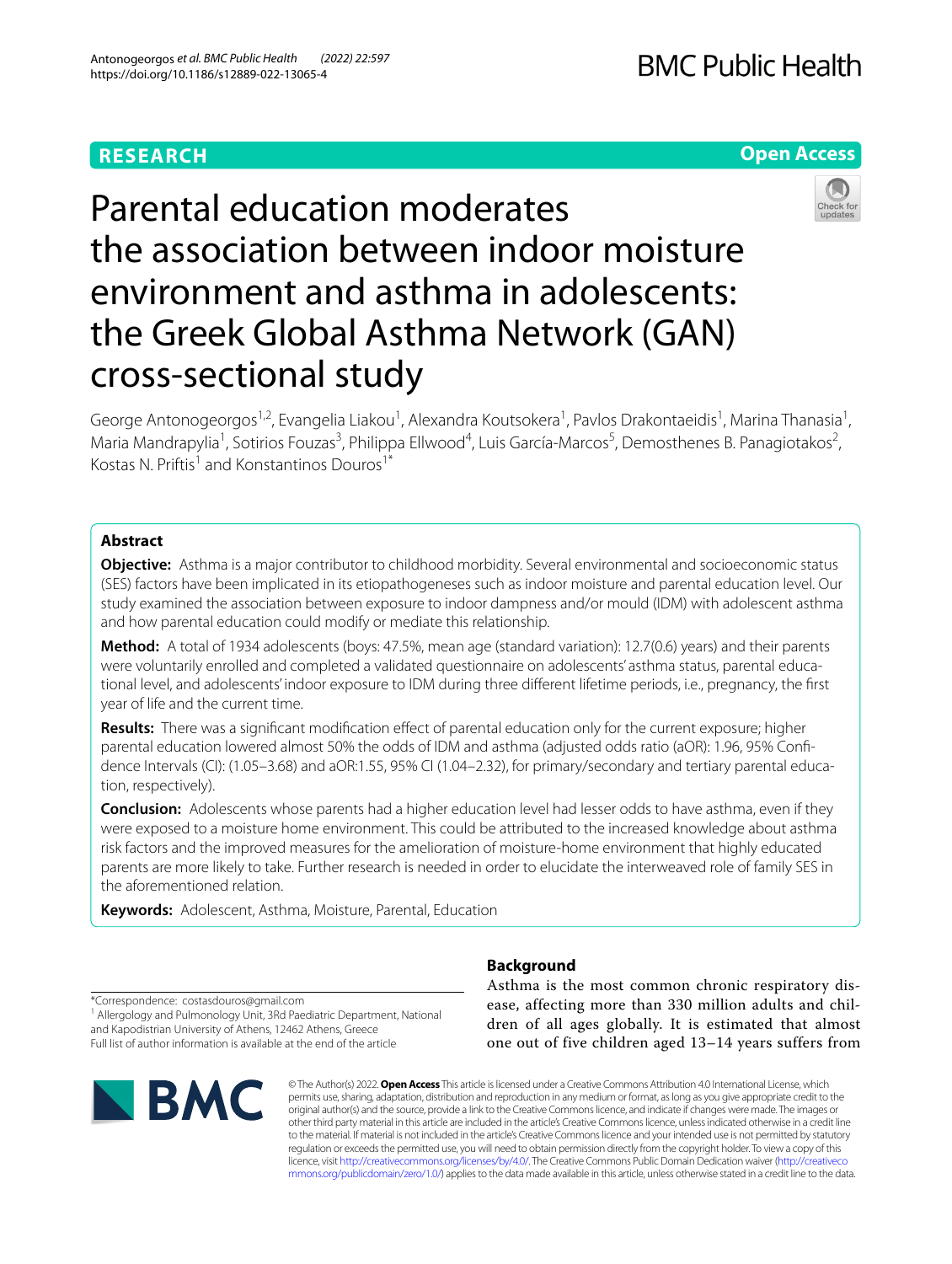RESEARCH

Open Access

# Parental education moderates the association between indoor moisture environment and asthma in adolescents: the Greek Global Asthma Network (GAN) cross-sectional study

George Antonogeorgos[1,2], Evangelia Liakou[1], Alexandra Koutsokera[1], Pavlos Drakontaeidis[1], Marina Thanasia[1], Maria Mandrapylia[1], Sotirios Fouzas[3], Philippa Ellwood[4], Luis García-Marcos[5], Demosthenes B. Panagiotakos[2], Kostas N. Priftis[1] and Konstantinos Douros[1*]

## Abstract

**Objective:** Asthma is a major contributor to childhood morbidity. Several environmental and socioeconomic status (SES) factors have been implicated in its etiopathogeneses such as indoor moisture and parental education level. Our study examined the association between exposure to indoor dampness and/or mould (IDM) with adolescent asthma and how parental education could modify or mediate this relationship.

**Method:** A total of 1934 adolescents (boys: 47.5%, mean age (standard variation): 12.7(0.6) years) and their parents were voluntarily enrolled and completed a validated questionnaire on adolescents' asthma status, parental educational level, and adolescents' indoor exposure to IDM during three different lifetime periods, i.e., pregnancy, the first year of life and the current time.

**Results:** There was a significant modification effect of parental education only for the current exposure; higher parental education lowered almost 50% the odds of IDM and asthma (adjusted odds ratio (aOR): 1.96, 95% Confidence Intervals (CI): (1.05–3.68) and aOR:1.55, 95% CI (1.04–2.32), for primary/secondary and tertiary parental education, respectively).

**Conclusion:** Adolescents whose parents had a higher education level had lesser odds to have asthma, even if they were exposed to a moisture home environment. This could be attributed to the increased knowledge about asthma risk factors and the improved measures for the amelioration of moisture-home environment that highly educated parents are more likely to take. Further research is needed in order to elucidate the interweaved role of family SES in the aforementioned relation.

**Keywords:** Adolescent, Asthma, Moisture, Parental, Education

## Background

Asthma is the most common chronic respiratory disease, affecting more than 330 million adults and children of all ages globally. It is estimated that almost one out of five children aged 13–14 years suffers from

*Correspondence: costasdouros@gmail.com

[1] Allergology and Pulmonology Unit, 3Rd Paediatric Department, National and Kapodistrian University of Athens, 12462 Athens, Greece

Full list of author information is available at the end of the article

© The Author(s) 2022. **Open Access** This article is licensed under a Creative Commons Attribution 4.0 International License, which permits use, sharing, adaptation, distribution and reproduction in any medium or format, as long as you give appropriate credit to the original author(s) and the source, provide a link to the Creative Commons licence, and indicate if changes were made. The images or other third party material in this article are included in the article's Creative Commons licence, unless indicated otherwise in a credit line to the material. If material is not included in the article's Creative Commons licence and your intended use is not permitted by statutory regulation or exceeds the permitted use, you will need to obtain permission directly from the copyright holder. To view a copy of this licence, visit http://creativecommons.org/licenses/by/4.0/. The Creative Commons Public Domain Dedication waiver (http://creativecommons.org/publicdomain/zero/1.0/) applies to the data made available in this article, unless otherwise stated in a credit line to the data.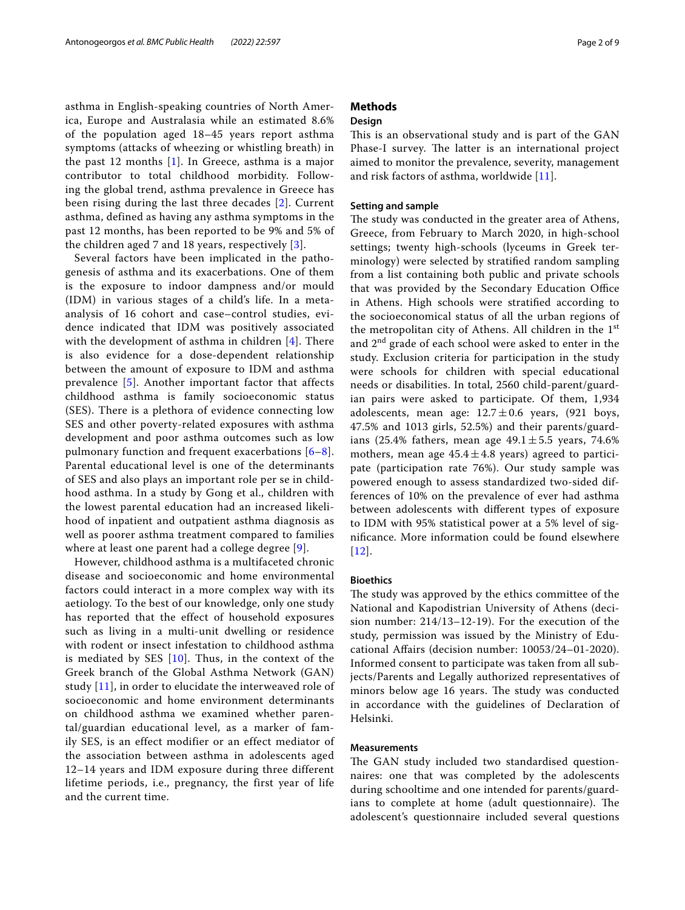asthma in English-speaking countries of North America, Europe and Australasia while an estimated 8.6% of the population aged 18–45 years report asthma symptoms (attacks of wheezing or whistling breath) in the past 12 months [1]. In Greece, asthma is a major contributor to total childhood morbidity. Following the global trend, asthma prevalence in Greece has been rising during the last three decades [2]. Current asthma, defined as having any asthma symptoms in the past 12 months, has been reported to be 9% and 5% of the children aged 7 and 18 years, respectively [3].

Several factors have been implicated in the pathogenesis of asthma and its exacerbations. One of them is the exposure to indoor dampness and/or mould (IDM) in various stages of a child's life. In a meta-analysis of 16 cohort and case–control studies, evidence indicated that IDM was positively associated with the development of asthma in children [4]. There is also evidence for a dose-dependent relationship between the amount of exposure to IDM and asthma prevalence [5]. Another important factor that affects childhood asthma is family socioeconomic status (SES). There is a plethora of evidence connecting low SES and other poverty-related exposures with asthma development and poor asthma outcomes such as low pulmonary function and frequent exacerbations [6–8]. Parental educational level is one of the determinants of SES and also plays an important role per se in childhood asthma. In a study by Gong et al., children with the lowest parental education had an increased likelihood of inpatient and outpatient asthma diagnosis as well as poorer asthma treatment compared to families where at least one parent had a college degree [9].

However, childhood asthma is a multifaceted chronic disease and socioeconomic and home environmental factors could interact in a more complex way with its aetiology. To the best of our knowledge, only one study has reported that the effect of household exposures such as living in a multi-unit dwelling or residence with rodent or insect infestation to childhood asthma is mediated by SES [10]. Thus, in the context of the Greek branch of the Global Asthma Network (GAN) study [11], in order to elucidate the interweaved role of socioeconomic and home environment determinants on childhood asthma we examined whether parental/guardian educational level, as a marker of family SES, is an effect modifier or an effect mediator of the association between asthma in adolescents aged 12–14 years and IDM exposure during three different lifetime periods, i.e., pregnancy, the first year of life and the current time.

## Methods

### Design

This is an observational study and is part of the GAN Phase-I survey. The latter is an international project aimed to monitor the prevalence, severity, management and risk factors of asthma, worldwide [11].

### Setting and sample

The study was conducted in the greater area of Athens, Greece, from February to March 2020, in high-school settings; twenty high-schools (lyceums in Greek terminology) were selected by stratified random sampling from a list containing both public and private schools that was provided by the Secondary Education Office in Athens. High schools were stratified according to the socioeconomical status of all the urban regions of the metropolitan city of Athens. All children in the 1[st] and 2[nd] grade of each school were asked to enter in the study. Exclusion criteria for participation in the study were schools for children with special educational needs or disabilities. In total, 2560 child-parent/guardian pairs were asked to participate. Of them, 1,934 adolescents, mean age: $12.7 \pm 0.6$ years, (921 boys, 47.5% and 1013 girls, 52.5%) and their parents/guardians (25.4% fathers, mean age $49.1 \pm 5.5$ years, 74.6% mothers, mean age $45.4 \pm 4.8$ years) agreed to participate (participation rate 76%). Our study sample was powered enough to assess standardized two-sided differences of 10% on the prevalence of ever had asthma between adolescents with different types of exposure to IDM with 95% statistical power at a 5% level of significance. More information could be found elsewhere [12].

### Bioethics

The study was approved by the ethics committee of the National and Kapodistrian University of Athens (decision number: 214/13–12-19). For the execution of the study, permission was issued by the Ministry of Educational Affairs (decision number: 10053/24–01-2020). Informed consent to participate was taken from all subjects/Parents and Legally authorized representatives of minors below age 16 years. The study was conducted in accordance with the guidelines of Declaration of Helsinki.

### Measurements

The GAN study included two standardised questionnaires: one that was completed by the adolescents during schooltime and one intended for parents/guardians to complete at home (adult questionnaire). The adolescent's questionnaire included several questions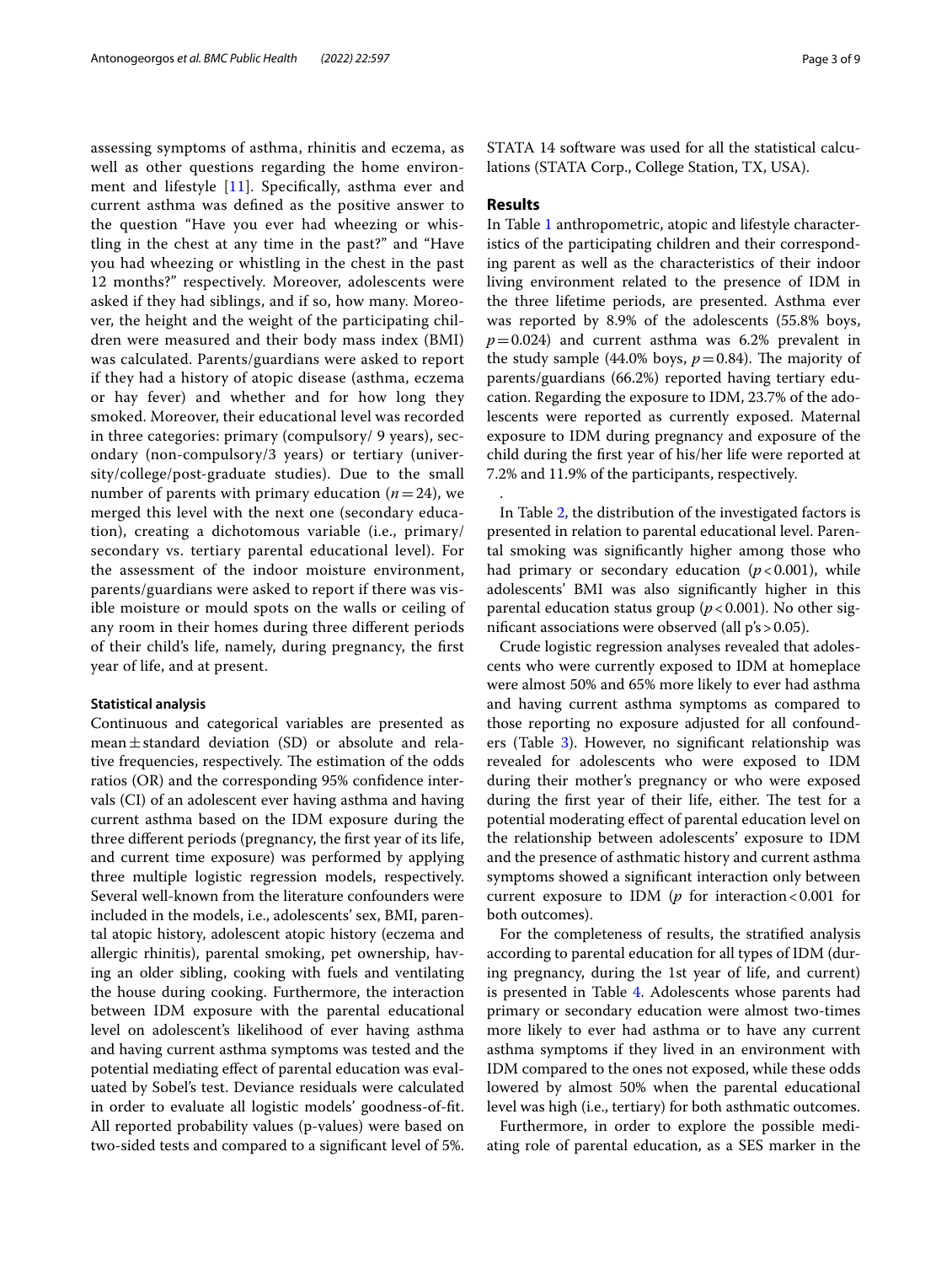assessing symptoms of asthma, rhinitis and eczema, as well as other questions regarding the home environment and lifestyle [11]. Specifically, asthma ever and current asthma was defined as the positive answer to the question "Have you ever had wheezing or whistling in the chest at any time in the past?" and "Have you had wheezing or whistling in the chest in the past 12 months?" respectively. Moreover, adolescents were asked if they had siblings, and if so, how many. Moreover, the height and the weight of the participating children were measured and their body mass index (BMI) was calculated. Parents/guardians were asked to report if they had a history of atopic disease (asthma, eczema or hay fever) and whether and for how long they smoked. Moreover, their educational level was recorded in three categories: primary (compulsory/ 9 years), secondary (non-compulsory/3 years) or tertiary (university/college/post-graduate studies). Due to the small number of parents with primary education ($n=24$), we merged this level with the next one (secondary education), creating a dichotomous variable (i.e., primary/ secondary vs. tertiary parental educational level). For the assessment of the indoor moisture environment, parents/guardians were asked to report if there was visible moisture or mould spots on the walls or ceiling of any room in their homes during three different periods of their child's life, namely, during pregnancy, the first year of life, and at present.

### Statistical analysis

Continuous and categorical variables are presented as mean ± standard deviation (SD) or absolute and relative frequencies, respectively. The estimation of the odds ratios (OR) and the corresponding 95% confidence intervals (CI) of an adolescent ever having asthma and having current asthma based on the IDM exposure during the three different periods (pregnancy, the first year of its life, and current time exposure) was performed by applying three multiple logistic regression models, respectively. Several well-known from the literature confounders were included in the models, i.e., adolescents' sex, BMI, parental atopic history, adolescent atopic history (eczema and allergic rhinitis), parental smoking, pet ownership, having an older sibling, cooking with fuels and ventilating the house during cooking. Furthermore, the interaction between IDM exposure with the parental educational level on adolescent's likelihood of ever having asthma and having current asthma symptoms was tested and the potential mediating effect of parental education was evaluated by Sobel's test. Deviance residuals were calculated in order to evaluate all logistic models' goodness-of-fit. All reported probability values (p-values) were based on two-sided tests and compared to a significant level of 5%. STATA 14 software was used for all the statistical calculations (STATA Corp., College Station, TX, USA).

## Results

In Table 1 anthropometric, atopic and lifestyle characteristics of the participating children and their corresponding parent as well as the characteristics of their indoor living environment related to the presence of IDM in the three lifetime periods, are presented. Asthma ever was reported by 8.9% of the adolescents (55.8% boys, $p=0.024$) and current asthma was 6.2% prevalent in the study sample (44.0% boys, $p=0.84$). The majority of parents/guardians (66.2%) reported having tertiary education. Regarding the exposure to IDM, 23.7% of the adolescents were reported as currently exposed. Maternal exposure to IDM during pregnancy and exposure of the child during the first year of his/her life were reported at 7.2% and 11.9% of the participants, respectively.

.

In Table 2, the distribution of the investigated factors is presented in relation to parental educational level. Parental smoking was significantly higher among those who had primary or secondary education ($p<0.001$), while adolescents' BMI was also significantly higher in this parental education status group ($p<0.001$). No other significant associations were observed (all p's > 0.05).

Crude logistic regression analyses revealed that adolescents who were currently exposed to IDM at homeplace were almost 50% and 65% more likely to ever had asthma and having current asthma symptoms as compared to those reporting no exposure adjusted for all confounders (Table 3). However, no significant relationship was revealed for adolescents who were exposed to IDM during their mother's pregnancy or who were exposed during the first year of their life, either. The test for a potential moderating effect of parental education level on the relationship between adolescents' exposure to IDM and the presence of asthmatic history and current asthma symptoms showed a significant interaction only between current exposure to IDM ($p$ for interaction < 0.001 for both outcomes).

For the completeness of results, the stratified analysis according to parental education for all types of IDM (during pregnancy, during the 1st year of life, and current) is presented in Table 4. Adolescents whose parents had primary or secondary education were almost two-times more likely to ever had asthma or to have any current asthma symptoms if they lived in an environment with IDM compared to the ones not exposed, while these odds lowered by almost 50% when the parental educational level was high (i.e., tertiary) for both asthmatic outcomes.

Furthermore, in order to explore the possible mediating role of parental education, as a SES marker in the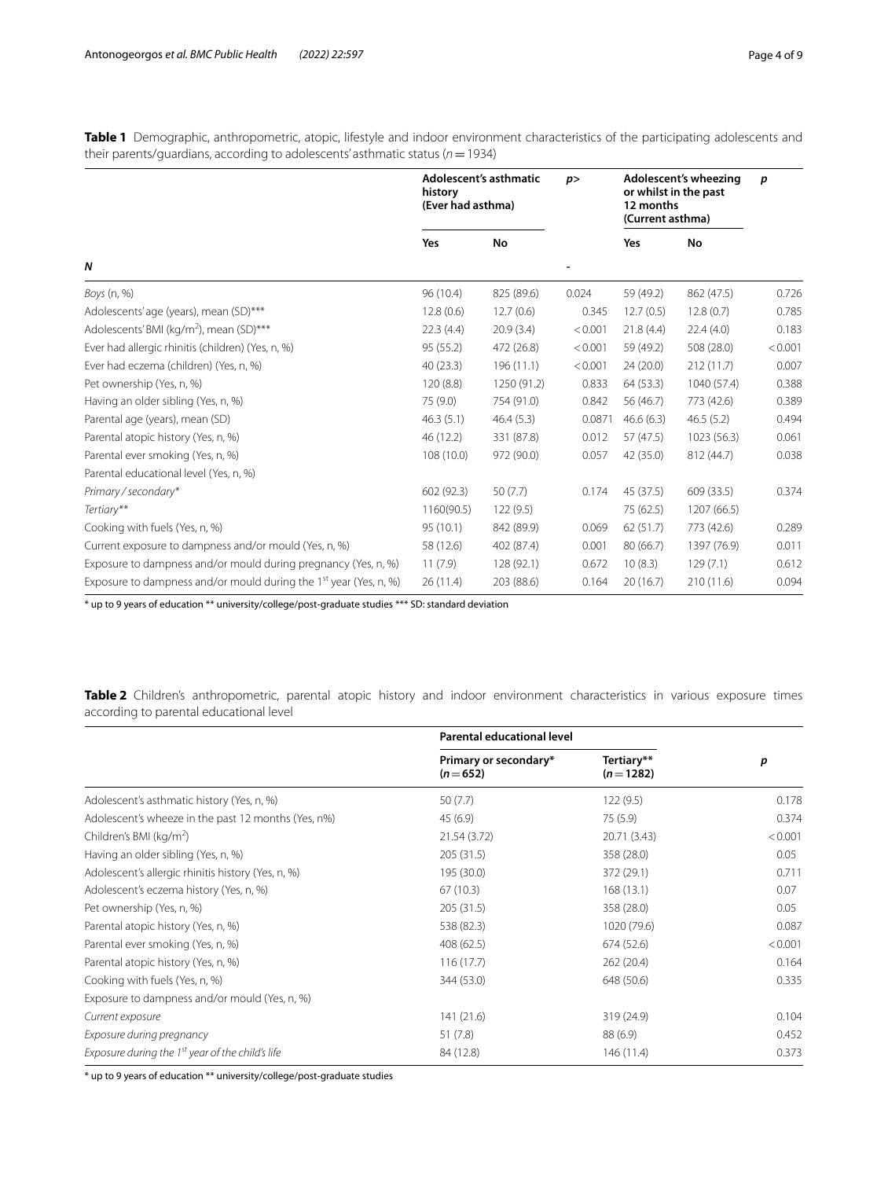**Table 1** Demographic, anthropometric, atopic, lifestyle and indoor environment characteristics of the participating adolescents and their parents/guardians, according to adolescents' asthmatic status ($n = 1934$)

| | Adolescent's asthmatic history (Ever had asthma) | | p> | Adolescent's wheezing or whilst in the past 12 months (Current asthma) | | p |
|---|---|---|---|---|---|---|
| | Yes | No | | Yes | No | |
| ***N*** | | | - | | | |
| *Boys* (n, %) | 96 (10.4) | 825 (89.6) | 0.024 | 59 (49.2) | 862 (47.5) | 0.726 |
| Adolescents' age (years), mean (SD)*** | 12.8 (0.6) | 12.7 (0.6) | 0.345 | 12.7 (0.5) | 12.8 (0.7) | 0.785 |
| Adolescents' BMI (kg/m$^2$), mean (SD)*** | 22.3 (4.4) | 20.9 (3.4) | < 0.001 | 21.8 (4.4) | 22.4 (4.0) | 0.183 |
| Ever had allergic rhinitis (children) (Yes, n, %) | 95 (55.2) | 472 (26.8) | < 0.001 | 59 (49.2) | 508 (28.0) | < 0.001 |
| Ever had eczema (children) (Yes, n, %) | 40 (23.3) | 196 (11.1) | < 0.001 | 24 (20.0) | 212 (11.7) | 0.007 |
| Pet ownership (Yes, n, %) | 120 (8.8) | 1250 (91.2) | 0.833 | 64 (53.3) | 1040 (57.4) | 0.388 |
| Having an older sibling (Yes, n, %) | 75 (9.0) | 754 (91.0) | 0.842 | 56 (46.7) | 773 (42.6) | 0.389 |
| Parental age (years), mean (SD) | 46.3 (5.1) | 46.4 (5.3) | 0.0871 | 46.6 (6.3) | 46.5 (5.2) | 0.494 |
| Parental atopic history (Yes, n, %) | 46 (12.2) | 331 (87.8) | 0.012 | 57 (47.5) | 1023 (56.3) | 0.061 |
| Parental ever smoking (Yes, n, %) | 108 (10.0) | 972 (90.0) | 0.057 | 42 (35.0) | 812 (44.7) | 0.038 |
| Parental educational level (Yes, n, %) | | | | | | |
| *Primary / secondary** | 602 (92.3) | 50 (7.7) | 0.174 | 45 (37.5) | 609 (33.5) | 0.374 |
| *Tertiary*** | 1160(90.5) | 122 (9.5) | | 75 (62.5) | 1207 (66.5) | |
| Cooking with fuels (Yes, n, %) | 95 (10.1) | 842 (89.9) | 0.069 | 62 (51.7) | 773 (42.6) | 0.289 |
| Current exposure to dampness and/or mould (Yes, n, %) | 58 (12.6) | 402 (87.4) | 0.001 | 80 (66.7) | 1397 (76.9) | 0.011 |
| Exposure to dampness and/or mould during pregnancy (Yes, n, %) | 11 (7.9) | 128 (92.1) | 0.672 | 10 (8.3) | 129 (7.1) | 0.612 |
| Exposure to dampness and/or mould during the 1$^{st}$ year (Yes, n, %) | 26 (11.4) | 203 (88.6) | 0.164 | 20 (16.7) | 210 (11.6) | 0.094 |

\* up to 9 years of education ** university/college/post-graduate studies *** SD: standard deviation

**Table 2** Children's anthropometric, parental atopic history and indoor environment characteristics in various exposure times according to parental educational level

| | Parental educational level | | |
|---|---|---|---|
| | Primary or secondary* ($n = 652$) | Tertiary** ($n = 1282$) | p |
| Adolescent's asthmatic history (Yes, n, %) | 50 (7.7) | 122 (9.5) | 0.178 |
| Adolescent's wheeze in the past 12 months (Yes, n%) | 45 (6.9) | 75 (5.9) | 0.374 |
| Children's BMI (kg/m$^2$) | 21.54 (3.72) | 20.71 (3.43) | < 0.001 |
| Having an older sibling (Yes, n, %) | 205 (31.5) | 358 (28.0) | 0.05 |
| Adolescent's allergic rhinitis history (Yes, n, %) | 195 (30.0) | 372 (29.1) | 0.711 |
| Adolescent's eczema history (Yes, n, %) | 67 (10.3) | 168 (13.1) | 0.07 |
| Pet ownership (Yes, n, %) | 205 (31.5) | 358 (28.0) | 0.05 |
| Parental atopic history (Yes, n, %) | 538 (82.3) | 1020 (79.6) | 0.087 |
| Parental ever smoking (Yes, n, %) | 408 (62.5) | 674 (52.6) | < 0.001 |
| Parental atopic history (Yes, n, %) | 116 (17.7) | 262 (20.4) | 0.164 |
| Cooking with fuels (Yes, n, %) | 344 (53.0) | 648 (50.6) | 0.335 |
| Exposure to dampness and/or mould (Yes, n, %) | | | |
| *Current exposure* | 141 (21.6) | 319 (24.9) | 0.104 |
| *Exposure during pregnancy* | 51 (7.8) | 88 (6.9) | 0.452 |
| *Exposure during the 1$^{st}$ year of the child's life* | 84 (12.8) | 146 (11.4) | 0.373 |

\* up to 9 years of education ** university/college/post-graduate studies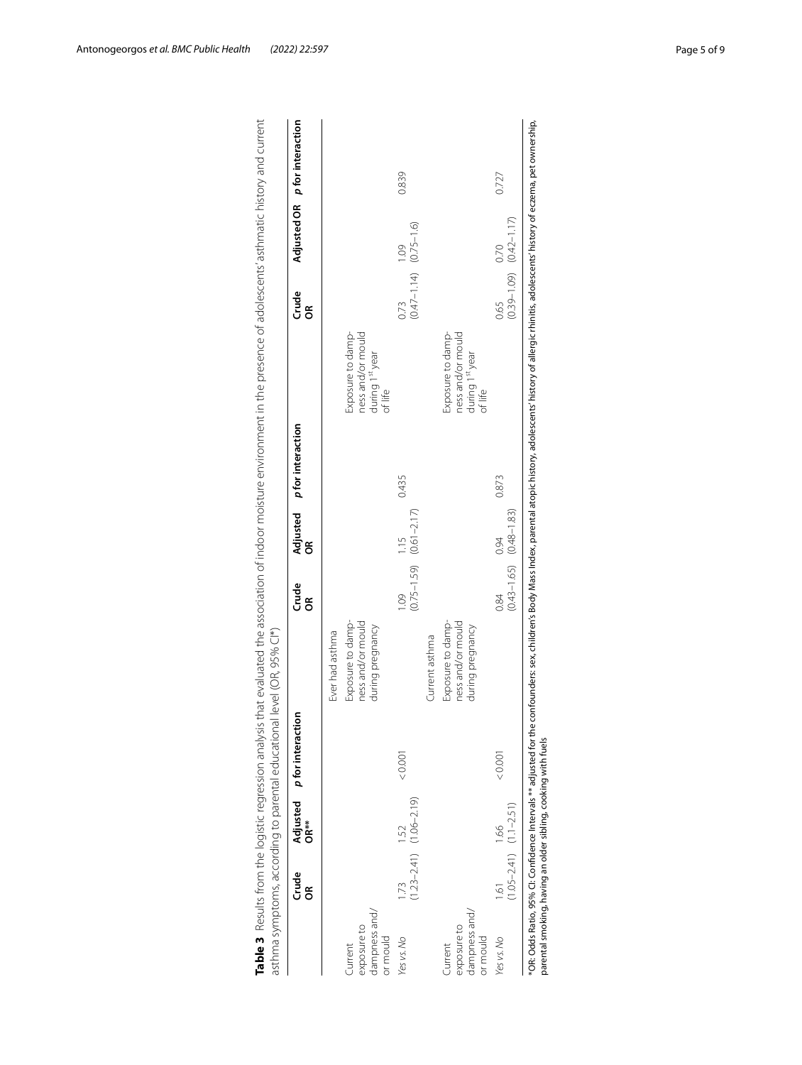**Table 3** Results from the logistic regression analysis that evaluated the association of indoor moisture environment in the presence of adolescents' asthmatic history and current asthma symptoms, according to parental educational level (OR, 95% CI*)

| | Crude OR | Adjusted OR** | *p* for interaction | | Crude OR | Adjusted OR | *p* for interaction | | Crude OR | Adjusted OR | *p* for interaction |
|---|---|---|---|---|---|---|---|---|---|---|---|
| | | | | Ever had asthma | | | | | | | |
| Current exposure to dampness and/or mould | | | | Exposure to dampness and/or mould during pregnancy | | | | Exposure to dampness and/or mould during 1[st] year of life | | | |
| *Yes vs. No* | 1.73 (1.23–2.41) | 1.52 (1.06–2.19) | < 0.001 | | 1.09 (0.75–1.59) | 1.15 (0.61–2.17) | 0.435 | | 0.73 (0.47–1.14) | 1.09 (0.75–1.6) | 0.839 |
| | | | | Current asthma | | | | | | | |
| Current exposure to dampness and/or mould | | | | Exposure to dampness and/or mould during pregnancy | | | | Exposure to dampness and/or mould during 1[st] year of life | | | |
| *Yes vs. No* | 1.61 (1.05–2.41) | 1.66 (1.1–2.51) | < 0.001 | | 0.84 (0.43–1.65) | 0.94 (0.48–1.83) | 0.873 | | 0.65 (0.39–1.09) | 0.70 (0.42–1.17) | 0.727 |

*OR: Odds Ratio, 95% CI: Confidence Intervals ** adjusted for the confounders: sex, children's Body Mass Index, parental atopic history, adolescents' history of allergic rhinitis, adolescents' history of eczema, pet ownership, parental smoking, having an older sibling, cooking with fuels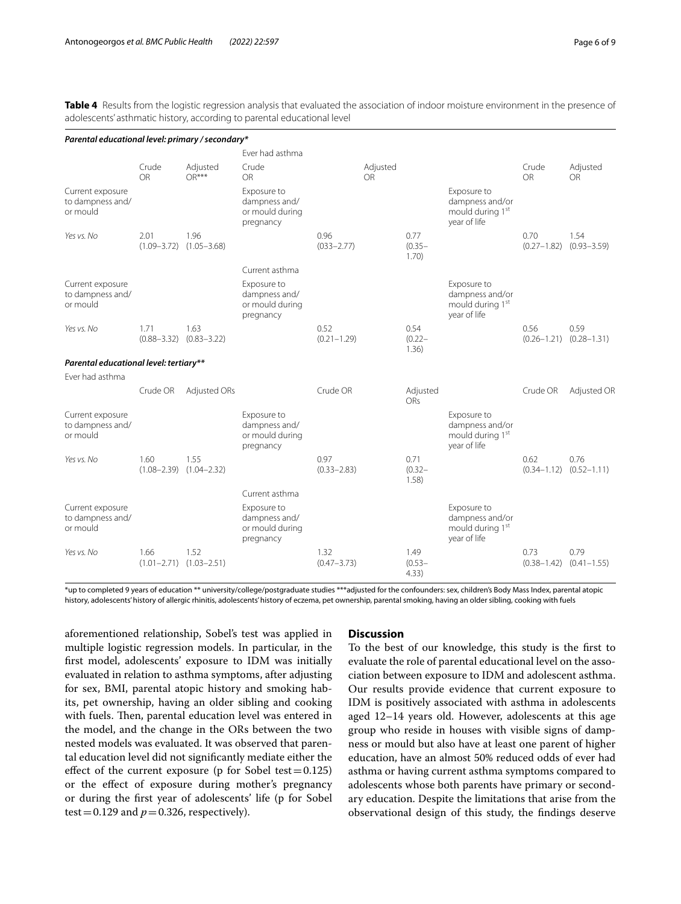**Table 4** Results from the logistic regression analysis that evaluated the association of indoor moisture environment in the presence of adolescents' asthmatic history, according to parental educational level

| *Parental educational level: primary / secondary** | | | | | | | | |
|---|---|---|---|---|---|---|---|---|
| | | | Ever had asthma | | | | | |
| | Crude OR | Adjusted OR*** | Crude OR | | Adjusted OR | | Crude OR | Adjusted OR |
| Current exposure to dampness and/ or mould | | | Exposure to dampness and/ or mould during pregnancy | | | Exposure to dampness and/or mould during 1st year of life | | |
| *Yes vs. No* | 2.01 (1.09–3.72) | 1.96 (1.05–3.68) | | 0.96 (033–2.77) | 0.77 (0.35–1.70) | | 0.70 (0.27–1.82) | 1.54 (0.93–3.59) |
| | | | Current asthma | | | | | |
| Current exposure to dampness and/ or mould | | | Exposure to dampness and/ or mould during pregnancy | | | Exposure to dampness and/or mould during 1st year of life | | |
| *Yes vs. No* | 1.71 (0.88–3.32) | 1.63 (0.83–3.22) | | 0.52 (0.21–1.29) | 0.54 (0.22–1.36) | | 0.56 (0.26–1.21) | 0.59 (0.28–1.31) |
| ***Parental educational level: tertiary**** | | | | | | | | |
| Ever had asthma | | | | | | | | |
| | Crude OR | Adjusted ORs | | Crude OR | Adjusted ORs | | Crude OR | Adjusted OR |
| Current exposure to dampness and/ or mould | | | Exposure to dampness and/ or mould during pregnancy | | | Exposure to dampness and/or mould during 1st year of life | | |
| *Yes vs. No* | 1.60 (1.08–2.39) | 1.55 (1.04–2.32) | | 0.97 (0.33–2.83) | 0.71 (0.32–1.58) | | 0.62 (0.34–1.12) | 0.76 (0.52–1.11) |
| | | | Current asthma | | | | | |
| Current exposure to dampness and/ or mould | | | Exposure to dampness and/ or mould during pregnancy | | | Exposure to dampness and/or mould during 1st year of life | | |
| *Yes vs. No* | 1.66 (1.01–2.71) | 1.52 (1.03–2.51) | | 1.32 (0.47–3.73) | 1.49 (0.53–4.33) | | 0.73 (0.38–1.42) | 0.79 (0.41–1.55) |

*up to completed 9 years of education ** university/college/postgraduate studies ***adjusted for the confounders: sex, children's Body Mass Index, parental atopic history, adolescents' history of allergic rhinitis, adolescents' history of eczema, pet ownership, parental smoking, having an older sibling, cooking with fuels

aforementioned relationship, Sobel's test was applied in multiple logistic regression models. In particular, in the first model, adolescents' exposure to IDM was initially evaluated in relation to asthma symptoms, after adjusting for sex, BMI, parental atopic history and smoking habits, pet ownership, having an older sibling and cooking with fuels. Then, parental education level was entered in the model, and the change in the ORs between the two nested models was evaluated. It was observed that parental education level did not significantly mediate either the effect of the current exposure (p for Sobel test $=0.125$) or the effect of exposure during mother's pregnancy or during the first year of adolescents' life (p for Sobel test $=0.129$ and $p=0.326$, respectively).

## Discussion

To the best of our knowledge, this study is the first to evaluate the role of parental educational level on the association between exposure to IDM and adolescent asthma. Our results provide evidence that current exposure to IDM is positively associated with asthma in adolescents aged 12–14 years old. However, adolescents at this age group who reside in houses with visible signs of dampness or mould but also have at least one parent of higher education, have an almost 50% reduced odds of ever had asthma or having current asthma symptoms compared to adolescents whose both parents have primary or secondary education. Despite the limitations that arise from the observational design of this study, the findings deserve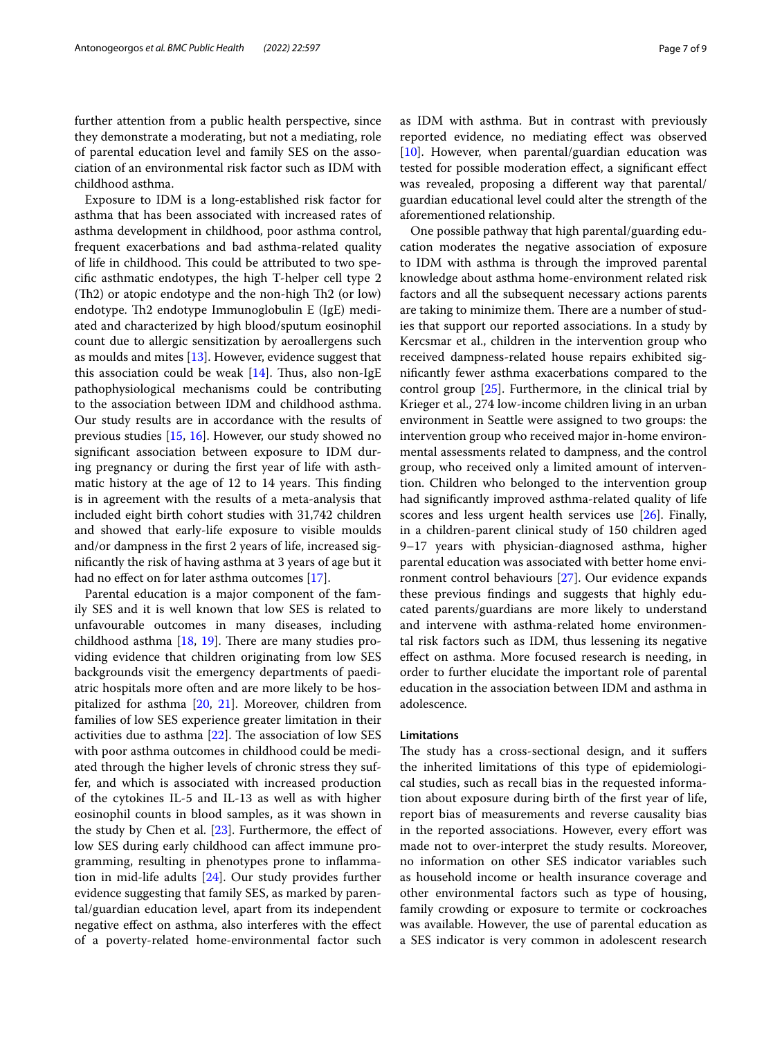further attention from a public health perspective, since they demonstrate a moderating, but not a mediating, role of parental education level and family SES on the association of an environmental risk factor such as IDM with childhood asthma.

Exposure to IDM is a long-established risk factor for asthma that has been associated with increased rates of asthma development in childhood, poor asthma control, frequent exacerbations and bad asthma-related quality of life in childhood. This could be attributed to two specific asthmatic endotypes, the high T-helper cell type 2 (Th2) or atopic endotype and the non-high Th2 (or low) endotype. Th2 endotype Immunoglobulin E (IgE) mediated and characterized by high blood/sputum eosinophil count due to allergic sensitization by aeroallergens such as moulds and mites [13]. However, evidence suggest that this association could be weak [14]. Thus, also non-IgE pathophysiological mechanisms could be contributing to the association between IDM and childhood asthma. Our study results are in accordance with the results of previous studies [15, 16]. However, our study showed no significant association between exposure to IDM during pregnancy or during the first year of life with asthmatic history at the age of 12 to 14 years. This finding is in agreement with the results of a meta-analysis that included eight birth cohort studies with 31,742 children and showed that early-life exposure to visible moulds and/or dampness in the first 2 years of life, increased significantly the risk of having asthma at 3 years of age but it had no effect on for later asthma outcomes [17].

Parental education is a major component of the family SES and it is well known that low SES is related to unfavourable outcomes in many diseases, including childhood asthma [18, 19]. There are many studies providing evidence that children originating from low SES backgrounds visit the emergency departments of paediatric hospitals more often and are more likely to be hospitalized for asthma [20, 21]. Moreover, children from families of low SES experience greater limitation in their activities due to asthma [22]. The association of low SES with poor asthma outcomes in childhood could be mediated through the higher levels of chronic stress they suffer, and which is associated with increased production of the cytokines IL-5 and IL-13 as well as with higher eosinophil counts in blood samples, as it was shown in the study by Chen et al. [23]. Furthermore, the effect of low SES during early childhood can affect immune programming, resulting in phenotypes prone to inflammation in mid-life adults [24]. Our study provides further evidence suggesting that family SES, as marked by parental/guardian education level, apart from its independent negative effect on asthma, also interferes with the effect of a poverty-related home-environmental factor such as IDM with asthma. But in contrast with previously reported evidence, no mediating effect was observed [10]. However, when parental/guardian education was tested for possible moderation effect, a significant effect was revealed, proposing a different way that parental/guardian educational level could alter the strength of the aforementioned relationship.

One possible pathway that high parental/guarding education moderates the negative association of exposure to IDM with asthma is through the improved parental knowledge about asthma home-environment related risk factors and all the subsequent necessary actions parents are taking to minimize them. There are a number of studies that support our reported associations. In a study by Kercsmar et al., children in the intervention group who received dampness-related house repairs exhibited significantly fewer asthma exacerbations compared to the control group [25]. Furthermore, in the clinical trial by Krieger et al., 274 low-income children living in an urban environment in Seattle were assigned to two groups: the intervention group who received major in-home environmental assessments related to dampness, and the control group, who received only a limited amount of intervention. Children who belonged to the intervention group had significantly improved asthma-related quality of life scores and less urgent health services use [26]. Finally, in a children-parent clinical study of 150 children aged 9–17 years with physician-diagnosed asthma, higher parental education was associated with better home environment control behaviours [27]. Our evidence expands these previous findings and suggests that highly educated parents/guardians are more likely to understand and intervene with asthma-related home environmental risk factors such as IDM, thus lessening its negative effect on asthma. More focused research is needing, in order to further elucidate the important role of parental education in the association between IDM and asthma in adolescence.

### Limitations

The study has a cross-sectional design, and it suffers the inherited limitations of this type of epidemiological studies, such as recall bias in the requested information about exposure during birth of the first year of life, report bias of measurements and reverse causality bias in the reported associations. However, every effort was made not to over-interpret the study results. Moreover, no information on other SES indicator variables such as household income or health insurance coverage and other environmental factors such as type of housing, family crowding or exposure to termite or cockroaches was available. However, the use of parental education as a SES indicator is very common in adolescent research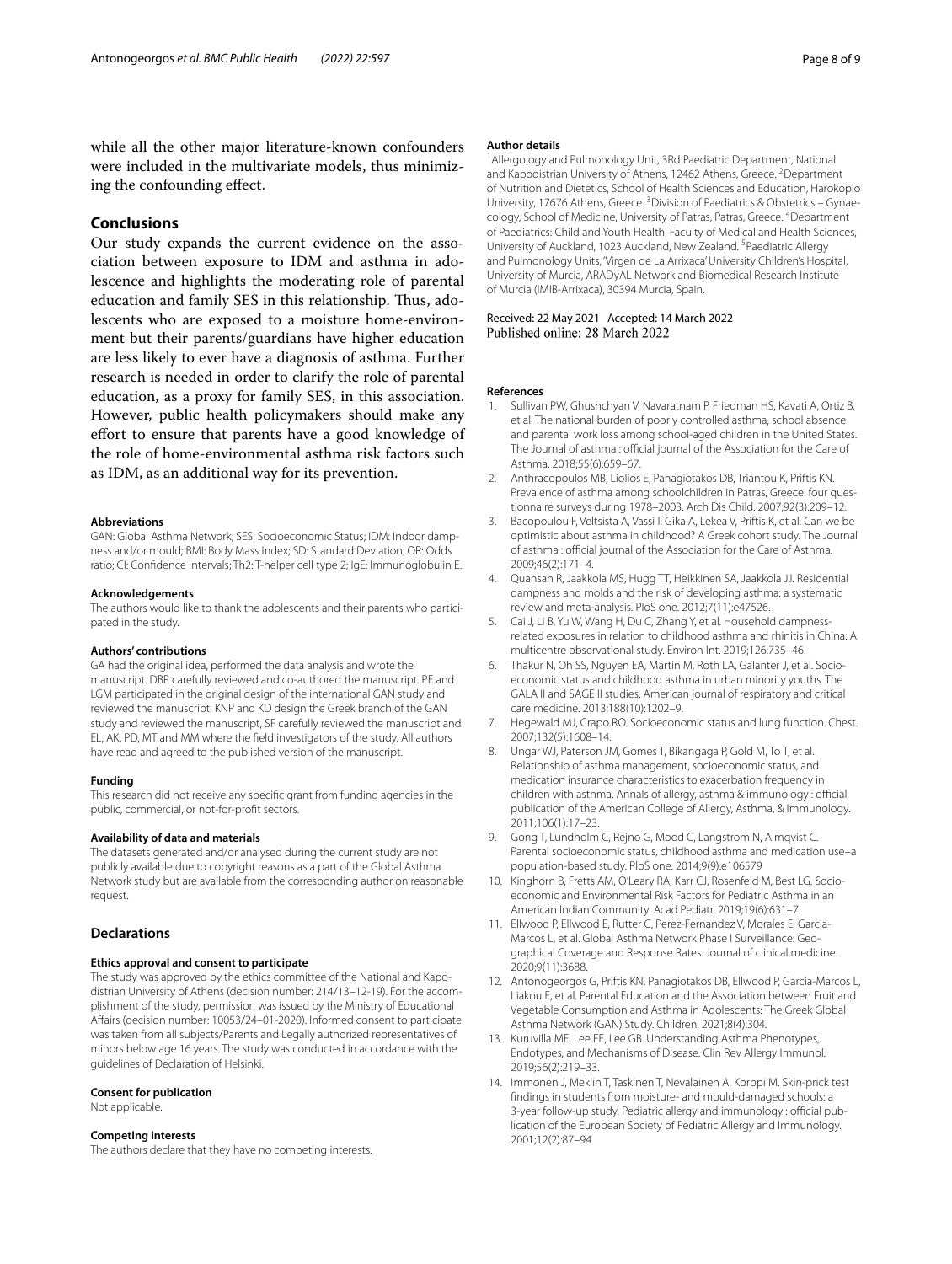while all the other major literature-known confounders were included in the multivariate models, thus minimizing the confounding effect.

## Conclusions

Our study expands the current evidence on the association between exposure to IDM and asthma in adolescence and highlights the moderating role of parental education and family SES in this relationship. Thus, adolescents who are exposed to a moisture home-environment but their parents/guardians have higher education are less likely to ever have a diagnosis of asthma. Further research is needed in order to clarify the role of parental education, as a proxy for family SES, in this association. However, public health policymakers should make any effort to ensure that parents have a good knowledge of the role of home-environmental asthma risk factors such as IDM, as an additional way for its prevention.

#### Abbreviations

GAN: Global Asthma Network; SES: Socioeconomic Status; IDM: Indoor dampness and/or mould; BMI: Body Mass Index; SD: Standard Deviation; OR: Odds ratio; CI: Confidence Intervals; Th2: T-helper cell type 2; IgE: Immunoglobulin E.

#### Acknowledgements

The authors would like to thank the adolescents and their parents who participated in the study.

#### Authors' contributions

GA had the original idea, performed the data analysis and wrote the manuscript. DBP carefully reviewed and co-authored the manuscript. PE and LGM participated in the original design of the international GAN study and reviewed the manuscript, KNP and KD design the Greek branch of the GAN study and reviewed the manuscript, SF carefully reviewed the manuscript and EL, AK, PD, MT and MM where the field investigators of the study. All authors have read and agreed to the published version of the manuscript.

#### Funding

This research did not receive any specific grant from funding agencies in the public, commercial, or not-for-profit sectors.

#### Availability of data and materials

The datasets generated and/or analysed during the current study are not publicly available due to copyright reasons as a part of the Global Asthma Network study but are available from the corresponding author on reasonable request.

## Declarations

#### Ethics approval and consent to participate

The study was approved by the ethics committee of the National and Kapodistrian University of Athens (decision number: 214/13–12-19). For the accomplishment of the study, permission was issued by the Ministry of Educational Affairs (decision number: 10053/24–01-2020). Informed consent to participate was taken from all subjects/Parents and Legally authorized representatives of minors below age 16 years. The study was conducted in accordance with the guidelines of Declaration of Helsinki.

#### Consent for publication

Not applicable.

#### Competing interests

The authors declare that they have no competing interests.

#### Author details

[1] Allergology and Pulmonology Unit, 3Rd Paediatric Department, National and Kapodistrian University of Athens, 12462 Athens, Greece. [2] Department of Nutrition and Dietetics, School of Health Sciences and Education, Harokopio University, 17676 Athens, Greece. [3] Division of Paediatrics & Obstetrics – Gynaecology, School of Medicine, University of Patras, Patras, Greece. [4] Department of Paediatrics: Child and Youth Health, Faculty of Medical and Health Sciences, University of Auckland, 1023 Auckland, New Zealand. [5] Paediatric Allergy and Pulmonology Units, 'Virgen de La Arrixaca' University Children's Hospital, University of Murcia, ARADyAL Network and Biomedical Research Institute of Murcia (IMIB-Arrixaca), 30394 Murcia, Spain.

Received: 22 May 2021 Accepted: 14 March 2022
Published online: 28 March 2022

#### References

1. Sullivan PW, Ghushchyan V, Navaratnam P, Friedman HS, Kavati A, Ortiz B, et al. The national burden of poorly controlled asthma, school absence and parental work loss among school-aged children in the United States. The Journal of asthma : official journal of the Association for the Care of Asthma. 2018;55(6):659–67.
2. Anthracopoulos MB, Liolios E, Panagiotakos DB, Triantou K, Priftis KN. Prevalence of asthma among schoolchildren in Patras, Greece: four questionnaire surveys during 1978–2003. Arch Dis Child. 2007;92(3):209–12.
3. Bacopoulou F, Veltsista A, Vassi I, Gika A, Lekea V, Priftis K, et al. Can we be optimistic about asthma in childhood? A Greek cohort study. The Journal of asthma : official journal of the Association for the Care of Asthma. 2009;46(2):171–4.
4. Quansah R, Jaakkola MS, Hugg TT, Heikkinen SA, Jaakkola JJ. Residential dampness and molds and the risk of developing asthma: a systematic review and meta-analysis. PloS one. 2012;7(11):e47526.
5. Cai J, Li B, Yu W, Wang H, Du C, Zhang Y, et al. Household dampness-related exposures in relation to childhood asthma and rhinitis in China: A multicentre observational study. Environ Int. 2019;126:735–46.
6. Thakur N, Oh SS, Nguyen EA, Martin M, Roth LA, Galanter J, et al. Socio-economic status and childhood asthma in urban minority youths. The GALA II and SAGE II studies. American journal of respiratory and critical care medicine. 2013;188(10):1202–9.
7. Hegewald MJ, Crapo RO. Socioeconomic status and lung function. Chest. 2007;132(5):1608–14.
8. Ungar WJ, Paterson JM, Gomes T, Bikangaga P, Gold M, To T, et al. Relationship of asthma management, socioeconomic status, and medication insurance characteristics to exacerbation frequency in children with asthma. Annals of allergy, asthma & immunology : official publication of the American College of Allergy, Asthma, & Immunology. 2011;106(1):17–23.
9. Gong T, Lundholm C, Rejno G, Mood C, Langstrom N, Almqvist C. Parental socioeconomic status, childhood asthma and medication use–a population-based study. PloS one. 2014;9(9):e106579
10. Kinghorn B, Fretts AM, O'Leary RA, Karr CJ, Rosenfeld M, Best LG. Socio-economic and Environmental Risk Factors for Pediatric Asthma in an American Indian Community. Acad Pediatr. 2019;19(6):631–7.
11. Ellwood P, Ellwood E, Rutter C, Perez-Fernandez V, Morales E, Garcia-Marcos L, et al. Global Asthma Network Phase I Surveillance: Geographical Coverage and Response Rates. Journal of clinical medicine. 2020;9(11):3688.
12. Antonogeorgos G, Priftis KN, Panagiotakos DB, Ellwood P, Garcia-Marcos L, Liakou E, et al. Parental Education and the Association between Fruit and Vegetable Consumption and Asthma in Adolescents: The Greek Global Asthma Network (GAN) Study. Children. 2021;8(4):304.
13. Kuruvilla ME, Lee FE, Lee GB. Understanding Asthma Phenotypes, Endotypes, and Mechanisms of Disease. Clin Rev Allergy Immunol. 2019;56(2):219–33.
14. Immonen J, Meklin T, Taskinen T, Nevalainen A, Korppi M. Skin-prick test findings in students from moisture- and mould-damaged schools: a 3-year follow-up study. Pediatric allergy and immunology : official publication of the European Society of Pediatric Allergy and Immunology. 2001;12(2):87–94.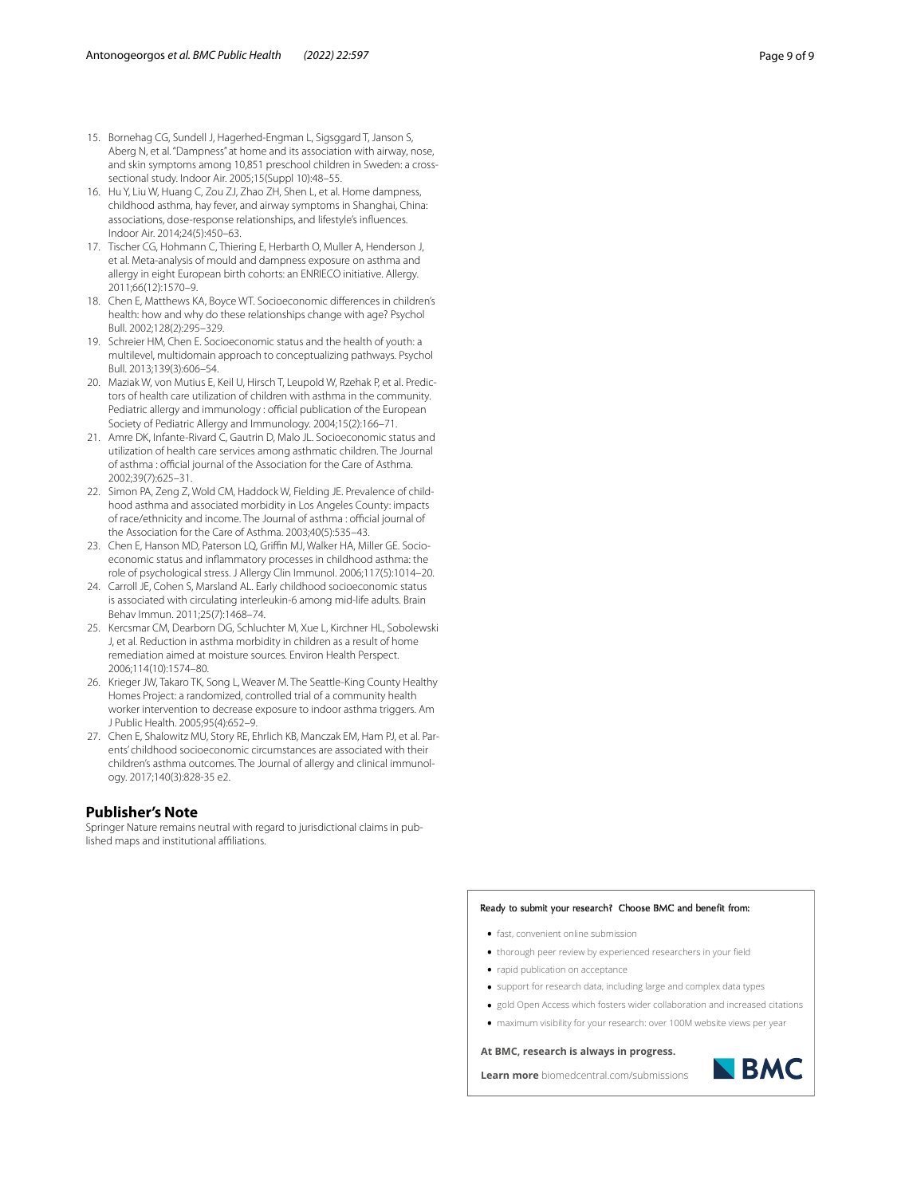15. Bornehag CG, Sundell J, Hagerhed-Engman L, Sigsggard T, Janson S, Aberg N, et al. "Dampness" at home and its association with airway, nose, and skin symptoms among 10,851 preschool children in Sweden: a cross-sectional study. Indoor Air. 2005;15(Suppl 10):48–55.
16. Hu Y, Liu W, Huang C, Zou ZJ, Zhao ZH, Shen L, et al. Home dampness, childhood asthma, hay fever, and airway symptoms in Shanghai, China: associations, dose-response relationships, and lifestyle's influences. Indoor Air. 2014;24(5):450–63.
17. Tischer CG, Hohmann C, Thiering E, Herbarth O, Muller A, Henderson J, et al. Meta-analysis of mould and dampness exposure on asthma and allergy in eight European birth cohorts: an ENRIECO initiative. Allergy. 2011;66(12):1570–9.
18. Chen E, Matthews KA, Boyce WT. Socioeconomic differences in children's health: how and why do these relationships change with age? Psychol Bull. 2002;128(2):295–329.
19. Schreier HM, Chen E. Socioeconomic status and the health of youth: a multilevel, multidomain approach to conceptualizing pathways. Psychol Bull. 2013;139(3):606–54.
20. Maziak W, von Mutius E, Keil U, Hirsch T, Leupold W, Rzehak P, et al. Predictors of health care utilization of children with asthma in the community. Pediatric allergy and immunology : official publication of the European Society of Pediatric Allergy and Immunology. 2004;15(2):166–71.
21. Amre DK, Infante-Rivard C, Gautrin D, Malo JL. Socioeconomic status and utilization of health care services among asthmatic children. The Journal of asthma : official journal of the Association for the Care of Asthma. 2002;39(7):625–31.
22. Simon PA, Zeng Z, Wold CM, Haddock W, Fielding JE. Prevalence of childhood asthma and associated morbidity in Los Angeles County: impacts of race/ethnicity and income. The Journal of asthma : official journal of the Association for the Care of Asthma. 2003;40(5):535–43.
23. Chen E, Hanson MD, Paterson LQ, Griffin MJ, Walker HA, Miller GE. Socioeconomic status and inflammatory processes in childhood asthma: the role of psychological stress. J Allergy Clin Immunol. 2006;117(5):1014–20.
24. Carroll JE, Cohen S, Marsland AL. Early childhood socioeconomic status is associated with circulating interleukin-6 among mid-life adults. Brain Behav Immun. 2011;25(7):1468–74.
25. Kercsmar CM, Dearborn DG, Schluchter M, Xue L, Kirchner HL, Sobolewski J, et al. Reduction in asthma morbidity in children as a result of home remediation aimed at moisture sources. Environ Health Perspect. 2006;114(10):1574–80.
26. Krieger JW, Takaro TK, Song L, Weaver M. The Seattle-King County Healthy Homes Project: a randomized, controlled trial of a community health worker intervention to decrease exposure to indoor asthma triggers. Am J Public Health. 2005;95(4):652–9.
27. Chen E, Shalowitz MU, Story RE, Ehrlich KB, Manczak EM, Ham PJ, et al. Parents' childhood socioeconomic circumstances are associated with their children's asthma outcomes. The Journal of allergy and clinical immunology. 2017;140(3):828-35 e2.

## Publisher's Note

Springer Nature remains neutral with regard to jurisdictional claims in published maps and institutional affiliations.

Ready to submit your research? Choose BMC and benefit from:

- fast, convenient online submission
- thorough peer review by experienced researchers in your field
- rapid publication on acceptance
- support for research data, including large and complex data types
- gold Open Access which fosters wider collaboration and increased citations
- maximum visibility for your research: over 100M website views per year

**At BMC, research is always in progress.**

**Learn more** biomedcentral.com/submissions

BMC